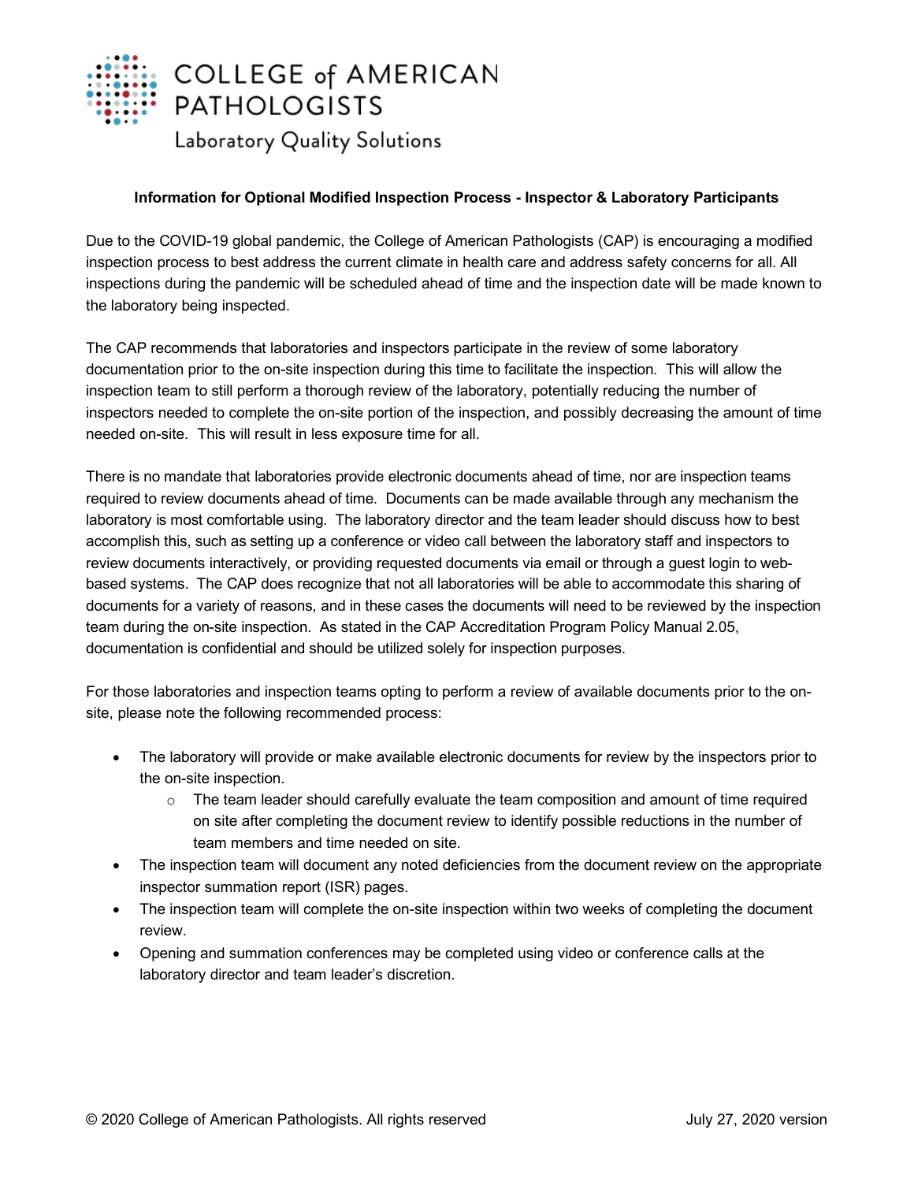COLLEGE of AMERICAN PATHOLOGISTS

Laboratory Quality Solutions

**Information for Optional Modified Inspection Process - Inspector & Laboratory Participants**

Due to the COVID-19 global pandemic, the College of American Pathologists (CAP) is encouraging a modified inspection process to best address the current climate in health care and address safety concerns for all. All inspections during the pandemic will be scheduled ahead of time and the inspection date will be made known to the laboratory being inspected.

The CAP recommends that laboratories and inspectors participate in the review of some laboratory documentation prior to the on-site inspection during this time to facilitate the inspection. This will allow the inspection team to still perform a thorough review of the laboratory, potentially reducing the number of inspectors needed to complete the on-site portion of the inspection, and possibly decreasing the amount of time needed on-site. This will result in less exposure time for all.

There is no mandate that laboratories provide electronic documents ahead of time, nor are inspection teams required to review documents ahead of time. Documents can be made available through any mechanism the laboratory is most comfortable using. The laboratory director and the team leader should discuss how to best accomplish this, such as setting up a conference or video call between the laboratory staff and inspectors to review documents interactively, or providing requested documents via email or through a guest login to web-based systems. The CAP does recognize that not all laboratories will be able to accommodate this sharing of documents for a variety of reasons, and in these cases the documents will need to be reviewed by the inspection team during the on-site inspection. As stated in the CAP Accreditation Program Policy Manual 2.05, documentation is confidential and should be utilized solely for inspection purposes.

For those laboratories and inspection teams opting to perform a review of available documents prior to the on-site, please note the following recommended process:

- The laboratory will provide or make available electronic documents for review by the inspectors prior to the on-site inspection.
  - The team leader should carefully evaluate the team composition and amount of time required on site after completing the document review to identify possible reductions in the number of team members and time needed on site.
- The inspection team will document any noted deficiencies from the document review on the appropriate inspector summation report (ISR) pages.
- The inspection team will complete the on-site inspection within two weeks of completing the document review.
- Opening and summation conferences may be completed using video or conference calls at the laboratory director and team leader's discretion.

© 2020 College of American Pathologists. All rights reserved July 27, 2020 version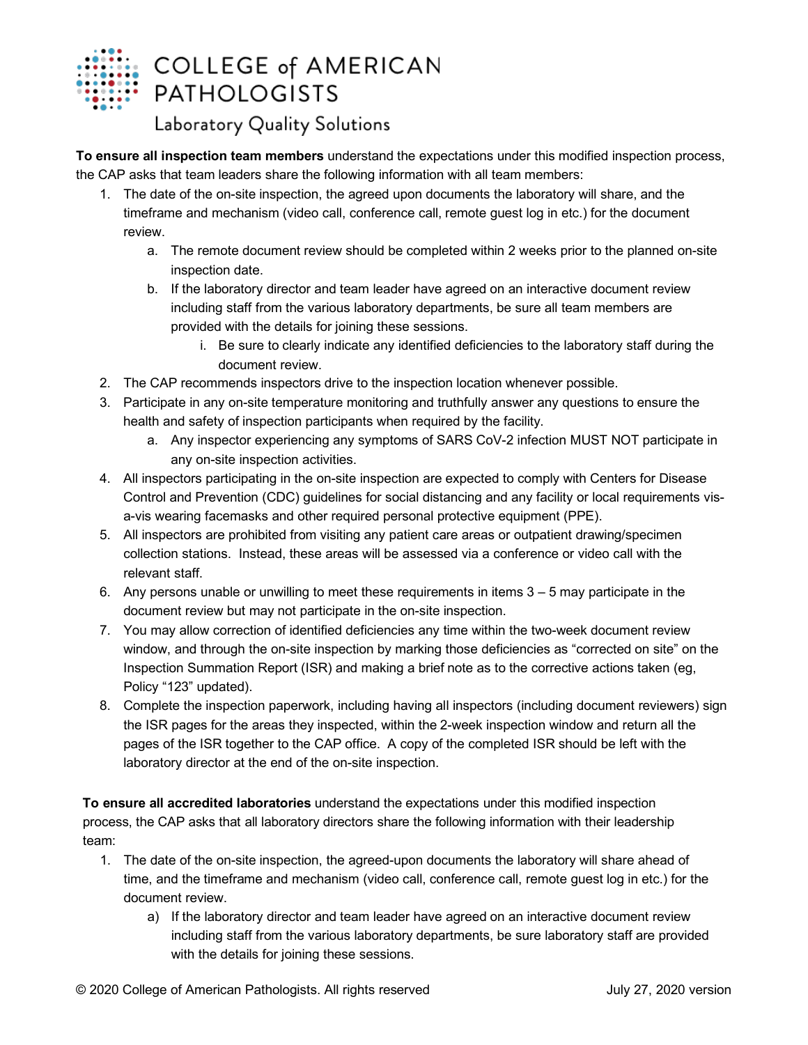**To ensure all inspection team members** understand the expectations under this modified inspection process, the CAP asks that team leaders share the following information with all team members:

1. The date of the on-site inspection, the agreed upon documents the laboratory will share, and the timeframe and mechanism (video call, conference call, remote guest log in etc.) for the document review.
    a. The remote document review should be completed within 2 weeks prior to the planned on-site inspection date.
    b. If the laboratory director and team leader have agreed on an interactive document review including staff from the various laboratory departments, be sure all team members are provided with the details for joining these sessions.
        i. Be sure to clearly indicate any identified deficiencies to the laboratory staff during the document review.
2. The CAP recommends inspectors drive to the inspection location whenever possible.
3. Participate in any on-site temperature monitoring and truthfully answer any questions to ensure the health and safety of inspection participants when required by the facility.
    a. Any inspector experiencing any symptoms of SARS CoV-2 infection MUST NOT participate in any on-site inspection activities.
4. All inspectors participating in the on-site inspection are expected to comply with Centers for Disease Control and Prevention (CDC) guidelines for social distancing and any facility or local requirements vis-a-vis wearing facemasks and other required personal protective equipment (PPE).
5. All inspectors are prohibited from visiting any patient care areas or outpatient drawing/specimen collection stations. Instead, these areas will be assessed via a conference or video call with the relevant staff.
6. Any persons unable or unwilling to meet these requirements in items 3 – 5 may participate in the document review but may not participate in the on-site inspection.
7. You may allow correction of identified deficiencies any time within the two-week document review window, and through the on-site inspection by marking those deficiencies as "corrected on site" on the Inspection Summation Report (ISR) and making a brief note as to the corrective actions taken (eg, Policy "123" updated).
8. Complete the inspection paperwork, including having all inspectors (including document reviewers) sign the ISR pages for the areas they inspected, within the 2-week inspection window and return all the pages of the ISR together to the CAP office. A copy of the completed ISR should be left with the laboratory director at the end of the on-site inspection.

**To ensure all accredited laboratories** understand the expectations under this modified inspection process, the CAP asks that all laboratory directors share the following information with their leadership team:

1. The date of the on-site inspection, the agreed-upon documents the laboratory will share ahead of time, and the timeframe and mechanism (video call, conference call, remote guest log in etc.) for the document review.
    a) If the laboratory director and team leader have agreed on an interactive document review including staff from the various laboratory departments, be sure laboratory staff are provided with the details for joining these sessions.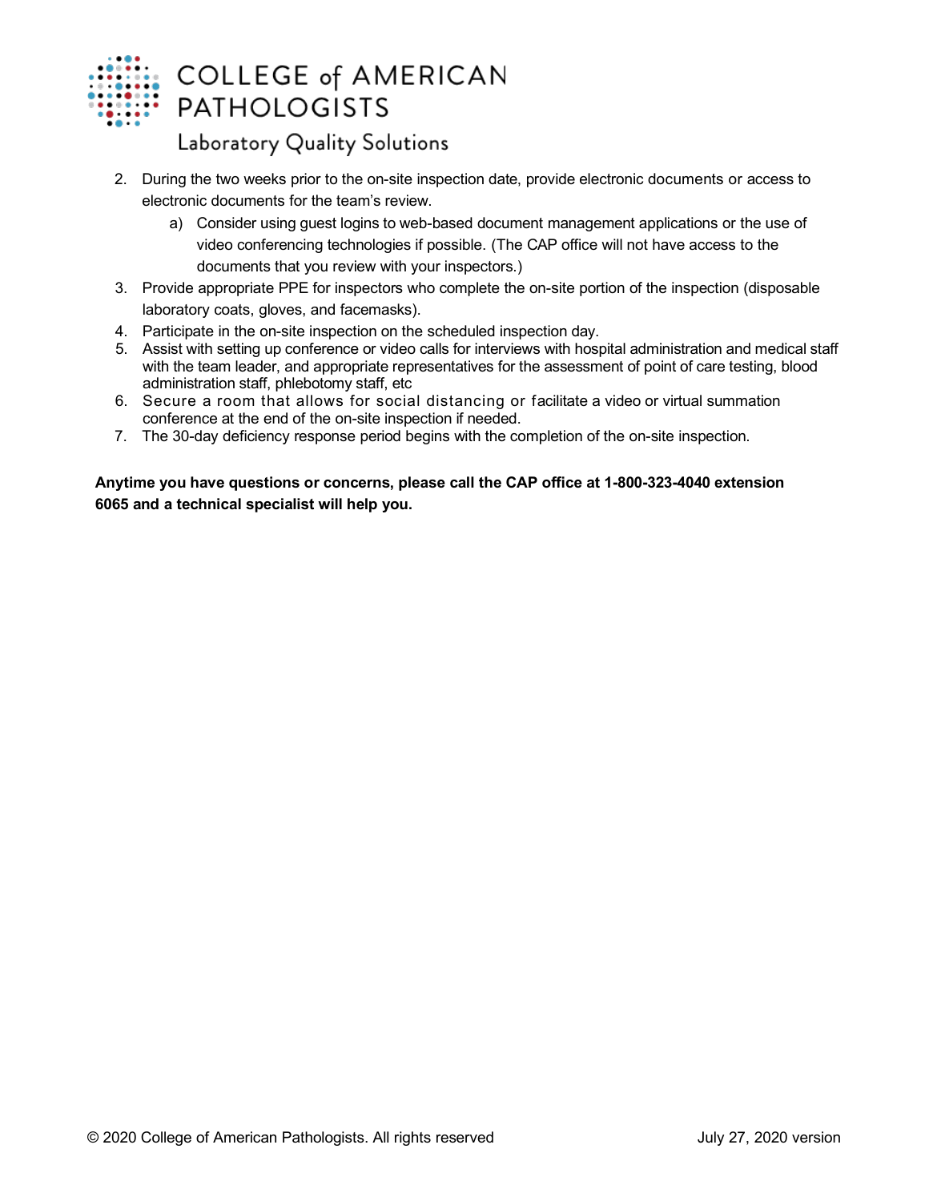2. During the two weeks prior to the on-site inspection date, provide electronic documents or access to electronic documents for the team's review.
    a) Consider using guest logins to web-based document management applications or the use of video conferencing technologies if possible. (The CAP office will not have access to the documents that you review with your inspectors.)
3. Provide appropriate PPE for inspectors who complete the on-site portion of the inspection (disposable laboratory coats, gloves, and facemasks).
4. Participate in the on-site inspection on the scheduled inspection day.
5. Assist with setting up conference or video calls for interviews with hospital administration and medical staff with the team leader, and appropriate representatives for the assessment of point of care testing, blood administration staff, phlebotomy staff, etc
6. Secure a room that allows for social distancing or facilitate a video or virtual summation conference at the end of the on-site inspection if needed.
7. The 30-day deficiency response period begins with the completion of the on-site inspection.

**Anytime you have questions or concerns, please call the CAP office at 1-800-323-4040 extension 6065 and a technical specialist will help you.**